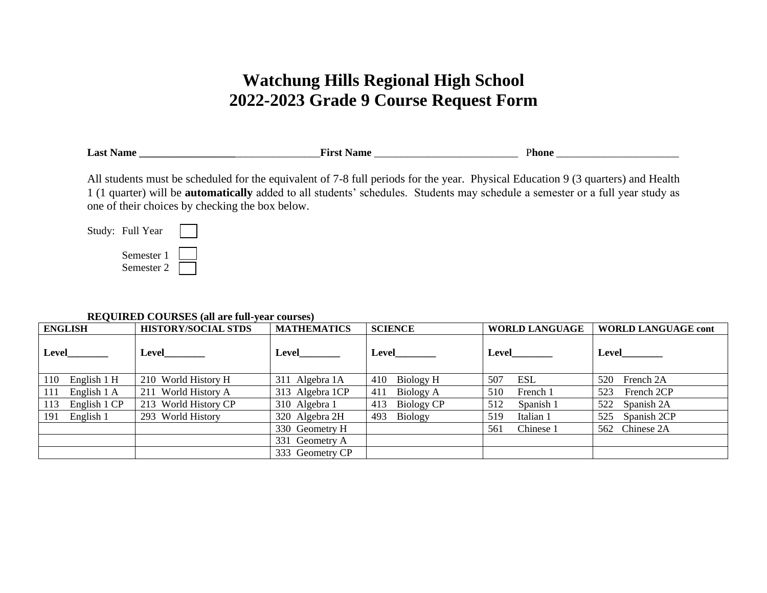# Watchung Hills Regional High School
# 2022-2023 Grade 9 Course Request Form

**Last Name** ___________________________________ **First Name** ___________________________ **Phone** _______________________

All students must be scheduled for the equivalent of 7-8 full periods for the year. Physical Education 9 (3 quarters) and Health 1 (1 quarter) will be **automatically** added to all students' schedules. Students may schedule a semester or a full year study as one of their choices by checking the box below.

Study: Full Year ☐

Semester 1 ☐
Semester 2 ☐

**REQUIRED COURSES (all are full-year courses)**

| **ENGLISH** | **HISTORY/SOCIAL STDS** | **MATHEMATICS** | **SCIENCE** | **WORLD LANGUAGE** | **WORLD LANGUAGE cont** |
|---|---|---|---|---|---|
| **Level________** | **Level________** | **Level________** | **Level________** | **Level________** | **Level________** |
| 110 English 1 H | 210 World History H | 311 Algebra 1A | 410 Biology H | 507 ESL | 520 French 2A |
| 111 English 1 A | 211 World History A | 313 Algebra 1CP | 411 Biology A | 510 French 1 | 523 French 2CP |
| 113 English 1 CP | 213 World History CP | 310 Algebra 1 | 413 Biology CP | 512 Spanish 1 | 522 Spanish 2A |
| 191 English 1 | 293 World History | 320 Algebra 2H | 493 Biology | 519 Italian 1 | 525 Spanish 2CP |
| | | 330 Geometry H | | 561 Chinese 1 | 562 Chinese 2A |
| | | 331 Geometry A | | | |
| | | 333 Geometry CP | | | |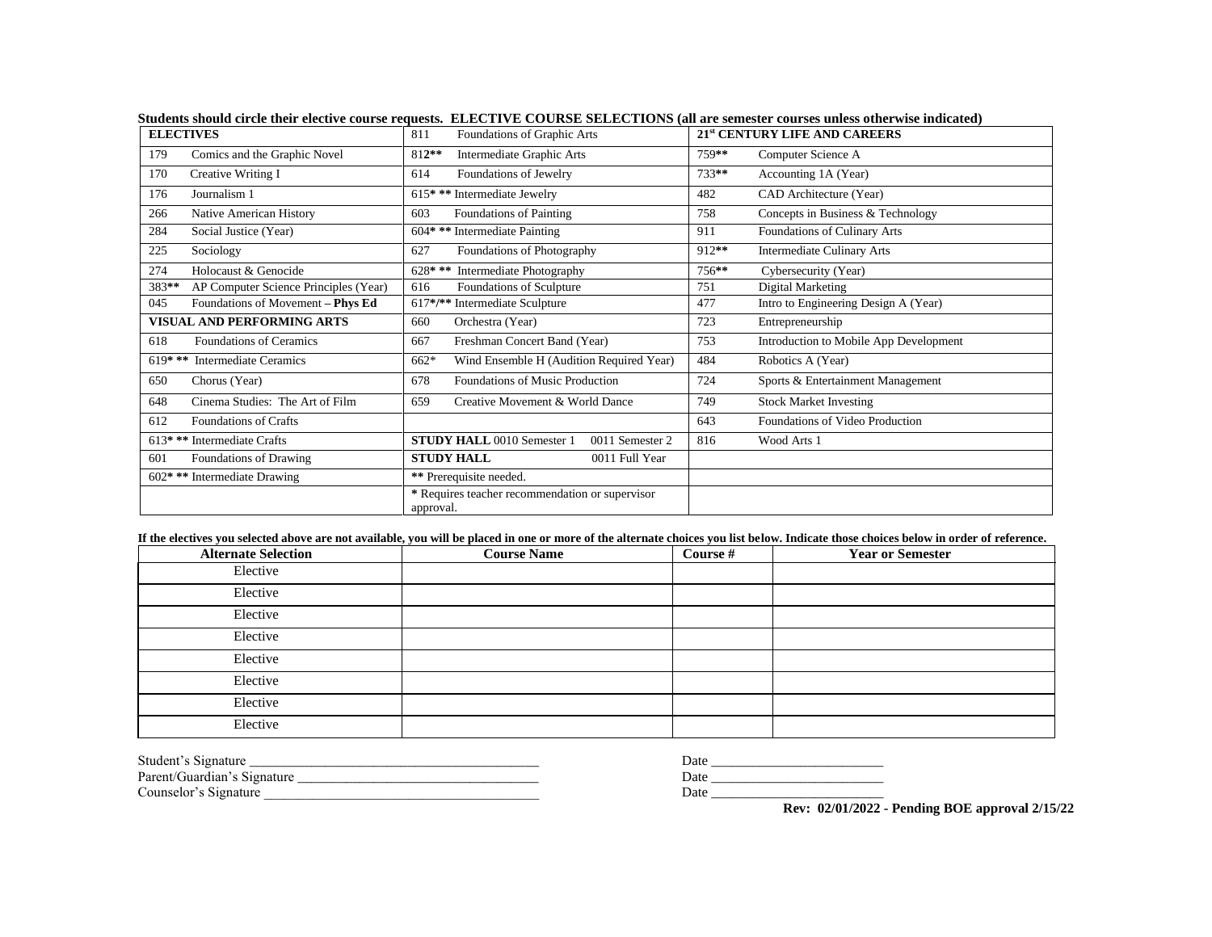**Students should circle their elective course requests. ELECTIVE COURSE SELECTIONS (all are semester courses unless otherwise indicated)**

| **ELECTIVES** | 811 Foundations of Graphic Arts | **21st CENTURY LIFE AND CAREERS** |
|---|---|---|
| 179 Comics and the Graphic Novel | 812** Intermediate Graphic Arts | 759** Computer Science A |
| 170 Creative Writing I | 614 Foundations of Jewelry | 733** Accounting 1A (Year) |
| 176 Journalism 1 | 615* ** Intermediate Jewelry | 482 CAD Architecture (Year) |
| 266 Native American History | 603 Foundations of Painting | 758 Concepts in Business & Technology |
| 284 Social Justice (Year) | 604* ** Intermediate Painting | 911 Foundations of Culinary Arts |
| 225 Sociology | 627 Foundations of Photography | 912** Intermediate Culinary Arts |
| 274 Holocaust & Genocide | 628* ** Intermediate Photography | 756** Cybersecurity (Year) |
| 383** AP Computer Science Principles (Year) | 616 Foundations of Sculpture | 751 Digital Marketing |
| 045 Foundations of Movement – **Phys Ed** | 617*/** Intermediate Sculpture | 477 Intro to Engineering Design A (Year) |
| **VISUAL AND PERFORMING ARTS** | 660 Orchestra (Year) | 723 Entrepreneurship |
| 618 Foundations of Ceramics | 667 Freshman Concert Band (Year) | 753 Introduction to Mobile App Development |
| 619* ** Intermediate Ceramics | 662* Wind Ensemble H (Audition Required Year) | 484 Robotics A (Year) |
| 650 Chorus (Year) | 678 Foundations of Music Production | 724 Sports & Entertainment Management |
| 648 Cinema Studies: The Art of Film | 659 Creative Movement & World Dance | 749 Stock Market Investing |
| 612 Foundations of Crafts | | 643 Foundations of Video Production |
| 613* ** Intermediate Crafts | **STUDY HALL** 0010 Semester 1 0011 Semester 2 | 816 Wood Arts 1 |
| 601 Foundations of Drawing | **STUDY HALL** 0011 Full Year | |
| 602* ** Intermediate Drawing | ** Prerequisite needed. | |
| | * Requires teacher recommendation or supervisor approval. | |

**If the electives you selected above are not available, you will be placed in one or more of the alternate choices you list below. Indicate those choices below in order of reference.**

| Alternate Selection | Course Name | Course # | Year or Semester |
|---|---|---|---|
| Elective | | | |
| Elective | | | |
| Elective | | | |
| Elective | | | |
| Elective | | | |
| Elective | | | |
| Elective | | | |
| Elective | | | |

Student's Signature ________________________________________ Date ________________________

Parent/Guardian's Signature __________________________________ Date ________________________

Counselor's Signature ______________________________________ Date ________________________

**Rev: 02/01/2022 - Pending BOE approval 2/15/22**